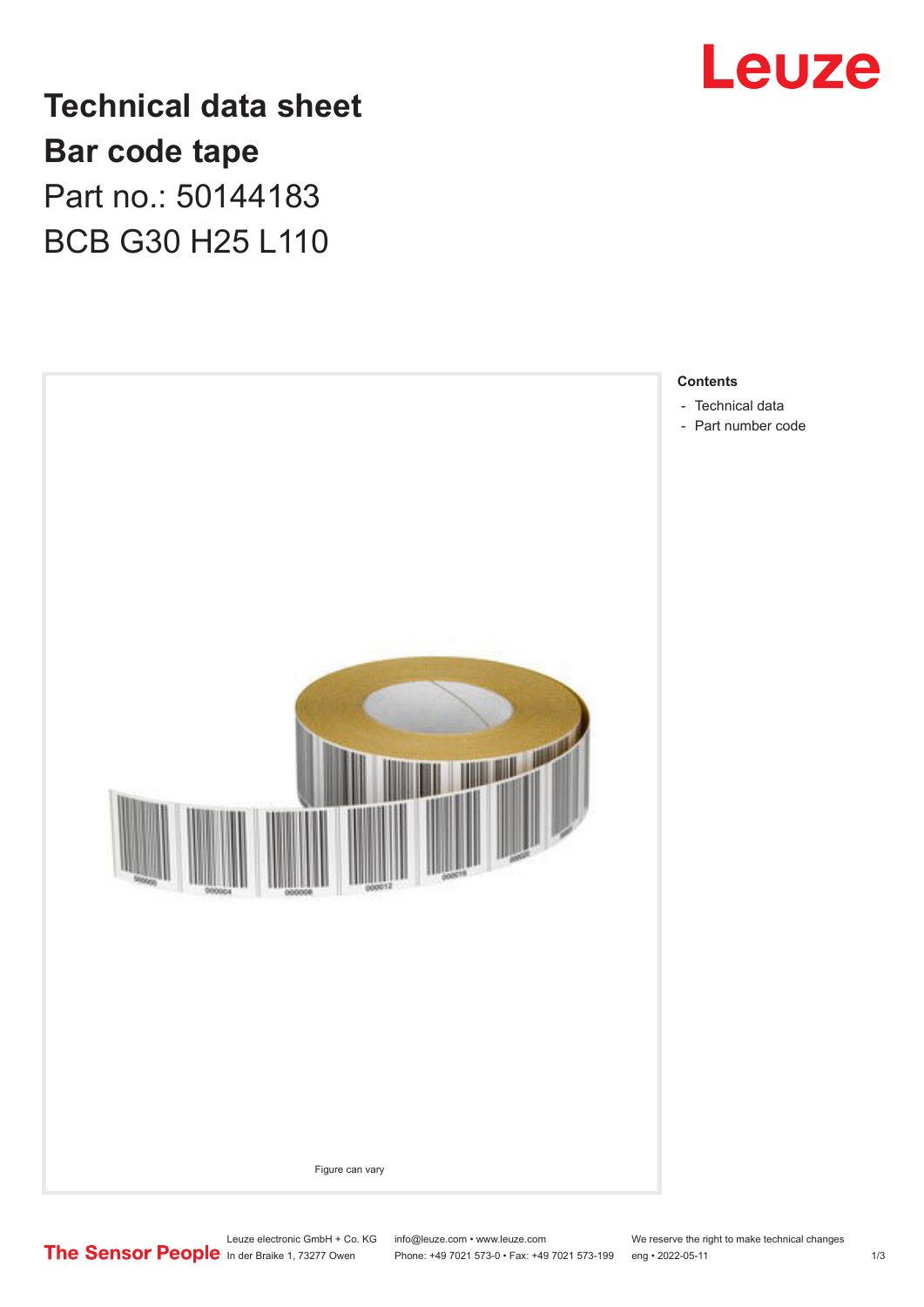# Technical data sheet

## Bar code tape

Part no.: 50144183

BCB G30 H25 L110

Figure can vary

**Contents**

- Technical data
- Part number code

Leuze electronic GmbH + Co. KG
In der Braike 1, 73277 Owen

info@leuze.com • www.leuze.com
Phone: +49 7021 573-0 • Fax: +49 7021 573-199

We reserve the right to make technical changes
eng • 2022-05-11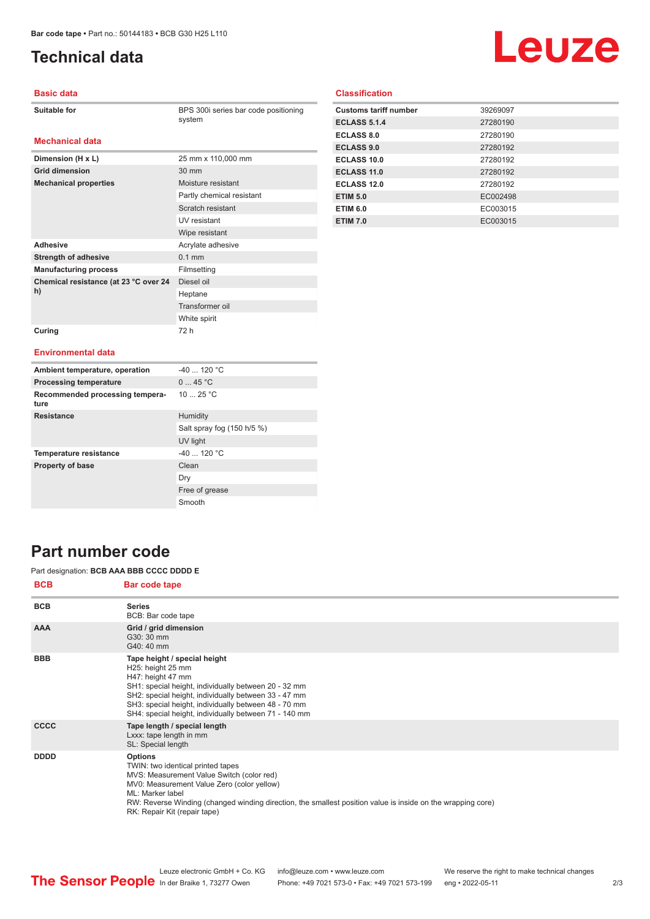# Technical data

## Basic data

| | |
|---|---|
| Suitable for | BPS 300i series bar code positioning system |

## Mechanical data

| | |
|---|---|
| Dimension (H x L) | 25 mm x 110,000 mm |
| Grid dimension | 30 mm |
| Mechanical properties | Moisture resistant |
| | Partly chemical resistant |
| | Scratch resistant |
| | UV resistant |
| | Wipe resistant |
| Adhesive | Acrylate adhesive |
| Strength of adhesive | 0.1 mm |
| Manufacturing process | Filmsetting |
| Chemical resistance (at 23 °C over 24 h) | Diesel oil |
| | Heptane |
| | Transformer oil |
| | White spirit |
| Curing | 72 h |

## Environmental data

| | |
|---|---|
| Ambient temperature, operation | -40 ... 120 °C |
| Processing temperature | 0 ... 45 °C |
| Recommended processing temperature | 10 ... 25 °C |
| Resistance | Humidity |
| | Salt spray fog (150 h/5 %) |
| | UV light |
| Temperature resistance | -40 ... 120 °C |
| Property of base | Clean |
| | Dry |
| | Free of grease |
| | Smooth |

## Classification

| | |
|---|---|
| Customs tariff number | 39269097 |
| ECLASS 5.1.4 | 27280190 |
| ECLASS 8.0 | 27280190 |
| ECLASS 9.0 | 27280192 |
| ECLASS 10.0 | 27280192 |
| ECLASS 11.0 | 27280192 |
| ECLASS 12.0 | 27280192 |
| ETIM 5.0 | EC002498 |
| ETIM 6.0 | EC003015 |
| ETIM 7.0 | EC003015 |

# Part number code

Part designation: **BCB AAA BBB CCCC DDDD E**

| BCB | Bar code tape |
|---|---|
| BCB | **Series**<br>BCB: Bar code tape |
| AAA | **Grid / grid dimension**<br>G30: 30 mm<br>G40: 40 mm |
| BBB | **Tape height / special height**<br>H25: height 25 mm<br>H47: height 47 mm<br>SH1: special height, individually between 20 - 32 mm<br>SH2: special height, individually between 33 - 47 mm<br>SH3: special height, individually between 48 - 70 mm<br>SH4: special height, individually between 71 - 140 mm |
| CCCC | **Tape length / special length**<br>Lxxx: tape length in mm<br>SL: Special length |
| DDDD | **Options**<br>TWIN: two identical printed tapes<br>MVS: Measurement Value Switch (color red)<br>MV0: Measurement Value Zero (color yellow)<br>ML: Marker label<br>RW: Reverse Winding (changed winding direction, the smallest position value is inside on the wrapping core)<br>RK: Repair Kit (repair tape) |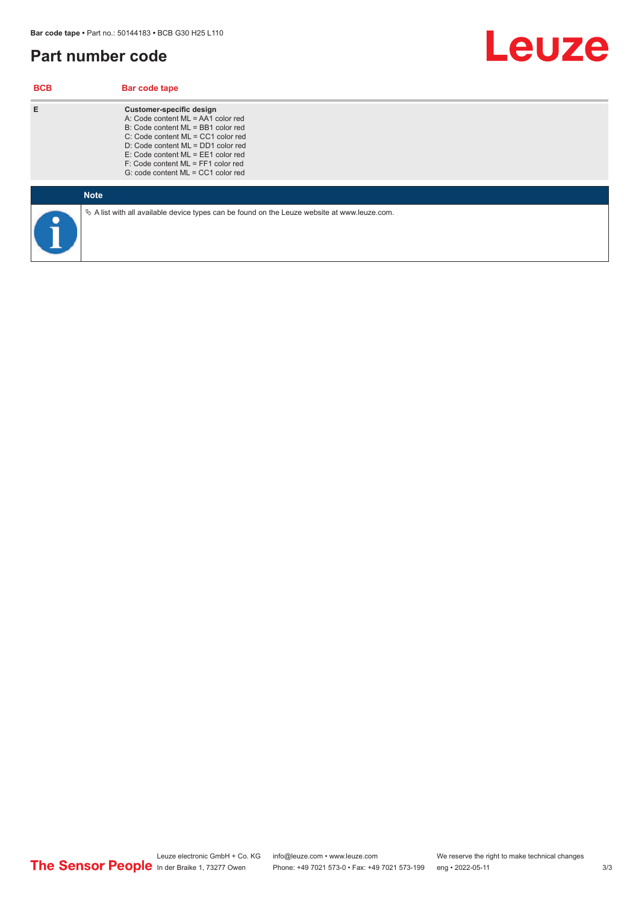## Part number code

| | |
|---|---|
| **BCB** | **Bar code tape** |
| E | **Customer-specific design**<br>A: Code content ML = AA1 color red<br>B: Code content ML = BB1 color red<br>C: Code content ML = CC1 color red<br>D: Code content ML = DD1 color red<br>E: Code content ML = EE1 color red<br>F: Code content ML = FF1 color red<br>G: code content ML = CC1 color red |

**Note**

↳ A list with all available device types can be found on the Leuze website at www.leuze.com.